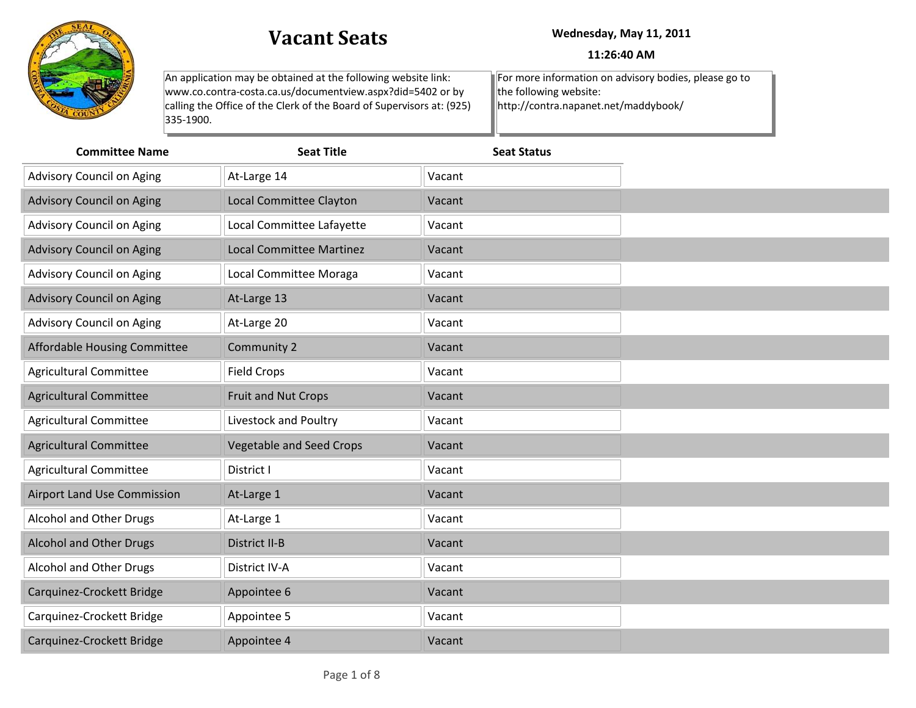# Vacant Seats

**Wednesday, May 11, 2011**

**11:26:40 AM**

An application may be obtained at the following website link: www.co.contra-costa.ca.us/documentview.aspx?did=5402 or by calling the Office of the Clerk of the Board of Supervisors at: (925) 335-1900.

For more information on advisory bodies, please go to the following website: http://contra.napanet.net/maddybook/

| Committee Name | Seat Title | Seat Status |
|---|---|---|
| Advisory Council on Aging | At-Large 14 | Vacant |
| Advisory Council on Aging | Local Committee Clayton | Vacant |
| Advisory Council on Aging | Local Committee Lafayette | Vacant |
| Advisory Council on Aging | Local Committee Martinez | Vacant |
| Advisory Council on Aging | Local Committee Moraga | Vacant |
| Advisory Council on Aging | At-Large 13 | Vacant |
| Advisory Council on Aging | At-Large 20 | Vacant |
| Affordable Housing Committee | Community 2 | Vacant |
| Agricultural Committee | Field Crops | Vacant |
| Agricultural Committee | Fruit and Nut Crops | Vacant |
| Agricultural Committee | Livestock and Poultry | Vacant |
| Agricultural Committee | Vegetable and Seed Crops | Vacant |
| Agricultural Committee | District I | Vacant |
| Airport Land Use Commission | At-Large 1 | Vacant |
| Alcohol and Other Drugs | At-Large 1 | Vacant |
| Alcohol and Other Drugs | District II-B | Vacant |
| Alcohol and Other Drugs | District IV-A | Vacant |
| Carquinez-Crockett Bridge | Appointee 6 | Vacant |
| Carquinez-Crockett Bridge | Appointee 5 | Vacant |
| Carquinez-Crockett Bridge | Appointee 4 | Vacant |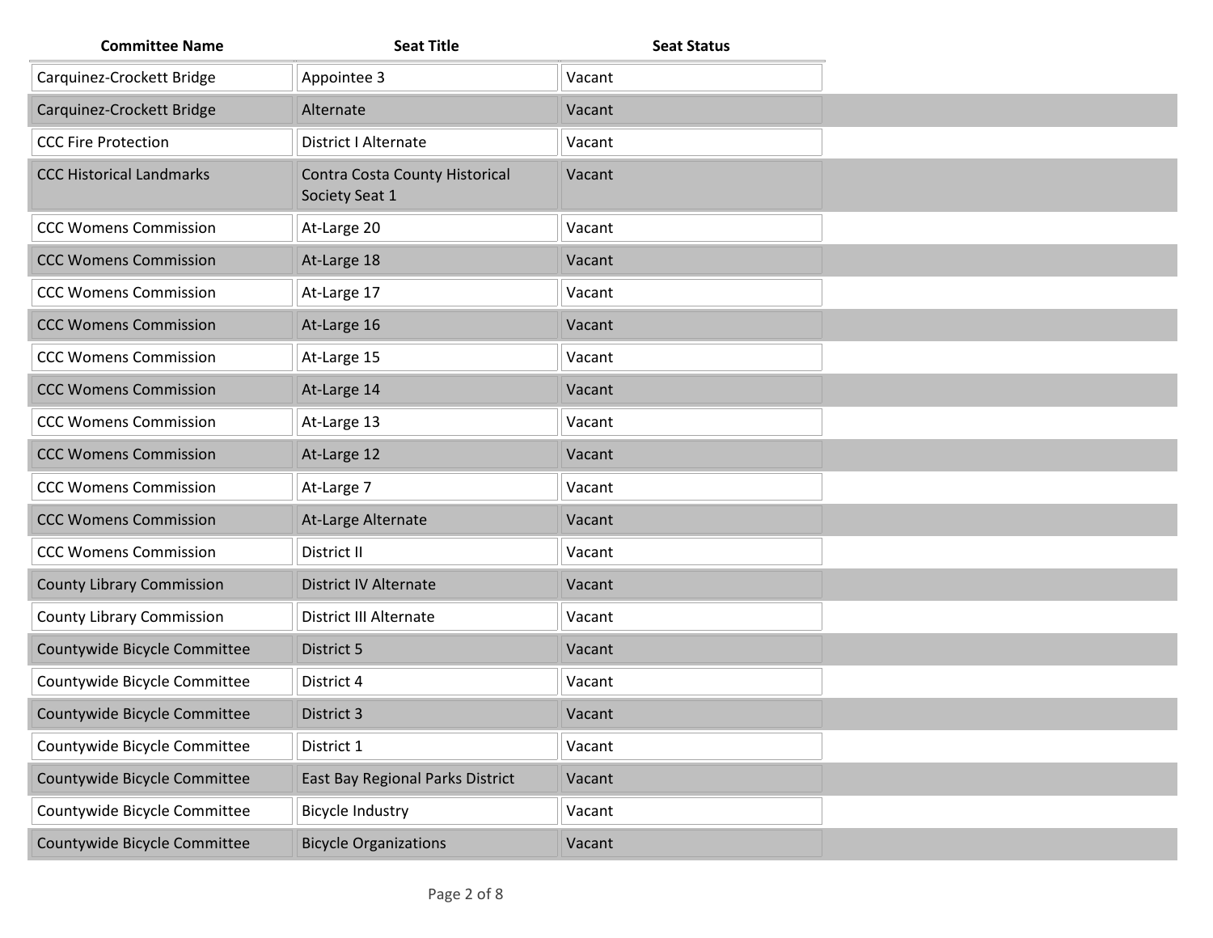| Committee Name | Seat Title | Seat Status |
|---|---|---|
| Carquinez-Crockett Bridge | Appointee 3 | Vacant |
| Carquinez-Crockett Bridge | Alternate | Vacant |
| CCC Fire Protection | District I Alternate | Vacant |
| CCC Historical Landmarks | Contra Costa County Historical Society Seat 1 | Vacant |
| CCC Womens Commission | At-Large 20 | Vacant |
| CCC Womens Commission | At-Large 18 | Vacant |
| CCC Womens Commission | At-Large 17 | Vacant |
| CCC Womens Commission | At-Large 16 | Vacant |
| CCC Womens Commission | At-Large 15 | Vacant |
| CCC Womens Commission | At-Large 14 | Vacant |
| CCC Womens Commission | At-Large 13 | Vacant |
| CCC Womens Commission | At-Large 12 | Vacant |
| CCC Womens Commission | At-Large 7 | Vacant |
| CCC Womens Commission | At-Large Alternate | Vacant |
| CCC Womens Commission | District II | Vacant |
| County Library Commission | District IV Alternate | Vacant |
| County Library Commission | District III Alternate | Vacant |
| Countywide Bicycle Committee | District 5 | Vacant |
| Countywide Bicycle Committee | District 4 | Vacant |
| Countywide Bicycle Committee | District 3 | Vacant |
| Countywide Bicycle Committee | District 1 | Vacant |
| Countywide Bicycle Committee | East Bay Regional Parks District | Vacant |
| Countywide Bicycle Committee | Bicycle Industry | Vacant |
| Countywide Bicycle Committee | Bicycle Organizations | Vacant |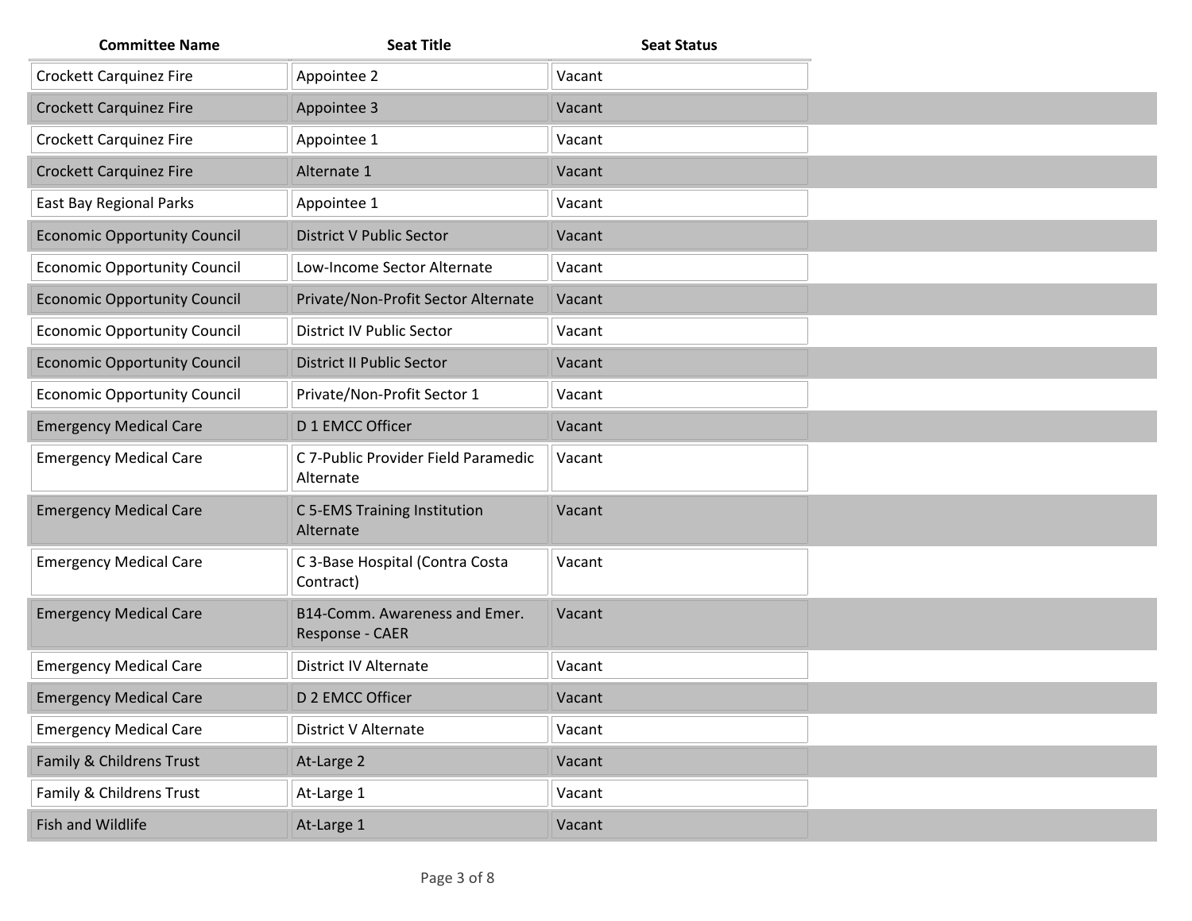| Committee Name | Seat Title | Seat Status |
| --- | --- | --- |
| Crockett Carquinez Fire | Appointee 2 | Vacant |
| Crockett Carquinez Fire | Appointee 3 | Vacant |
| Crockett Carquinez Fire | Appointee 1 | Vacant |
| Crockett Carquinez Fire | Alternate 1 | Vacant |
| East Bay Regional Parks | Appointee 1 | Vacant |
| Economic Opportunity Council | District V Public Sector | Vacant |
| Economic Opportunity Council | Low-Income Sector Alternate | Vacant |
| Economic Opportunity Council | Private/Non-Profit Sector Alternate | Vacant |
| Economic Opportunity Council | District IV Public Sector | Vacant |
| Economic Opportunity Council | District II Public Sector | Vacant |
| Economic Opportunity Council | Private/Non-Profit Sector 1 | Vacant |
| Emergency Medical Care | D 1 EMCC Officer | Vacant |
| Emergency Medical Care | C 7-Public Provider Field Paramedic Alternate | Vacant |
| Emergency Medical Care | C 5-EMS Training Institution Alternate | Vacant |
| Emergency Medical Care | C 3-Base Hospital (Contra Costa Contract) | Vacant |
| Emergency Medical Care | B14-Comm. Awareness and Emer. Response - CAER | Vacant |
| Emergency Medical Care | District IV Alternate | Vacant |
| Emergency Medical Care | D 2 EMCC Officer | Vacant |
| Emergency Medical Care | District V Alternate | Vacant |
| Family & Childrens Trust | At-Large 2 | Vacant |
| Family & Childrens Trust | At-Large 1 | Vacant |
| Fish and Wildlife | At-Large 1 | Vacant |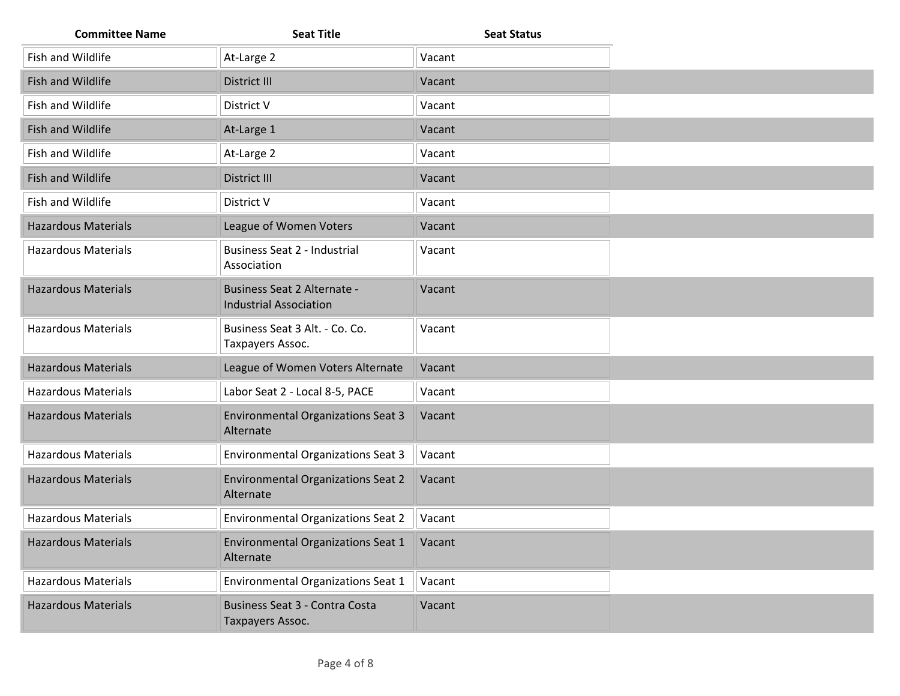| Committee Name | Seat Title | Seat Status |
| --- | --- | --- |
| Fish and Wildlife | At-Large 2 | Vacant |
| Fish and Wildlife | District III | Vacant |
| Fish and Wildlife | District V | Vacant |
| Fish and Wildlife | At-Large 1 | Vacant |
| Fish and Wildlife | At-Large 2 | Vacant |
| Fish and Wildlife | District III | Vacant |
| Fish and Wildlife | District V | Vacant |
| Hazardous Materials | League of Women Voters | Vacant |
| Hazardous Materials | Business Seat 2 - Industrial Association | Vacant |
| Hazardous Materials | Business Seat 2 Alternate - Industrial Association | Vacant |
| Hazardous Materials | Business Seat 3 Alt. - Co. Co. Taxpayers Assoc. | Vacant |
| Hazardous Materials | League of Women Voters Alternate | Vacant |
| Hazardous Materials | Labor Seat 2 - Local 8-5, PACE | Vacant |
| Hazardous Materials | Environmental Organizations Seat 3 Alternate | Vacant |
| Hazardous Materials | Environmental Organizations Seat 3 | Vacant |
| Hazardous Materials | Environmental Organizations Seat 2 Alternate | Vacant |
| Hazardous Materials | Environmental Organizations Seat 2 | Vacant |
| Hazardous Materials | Environmental Organizations Seat 1 Alternate | Vacant |
| Hazardous Materials | Environmental Organizations Seat 1 | Vacant |
| Hazardous Materials | Business Seat 3 - Contra Costa Taxpayers Assoc. | Vacant |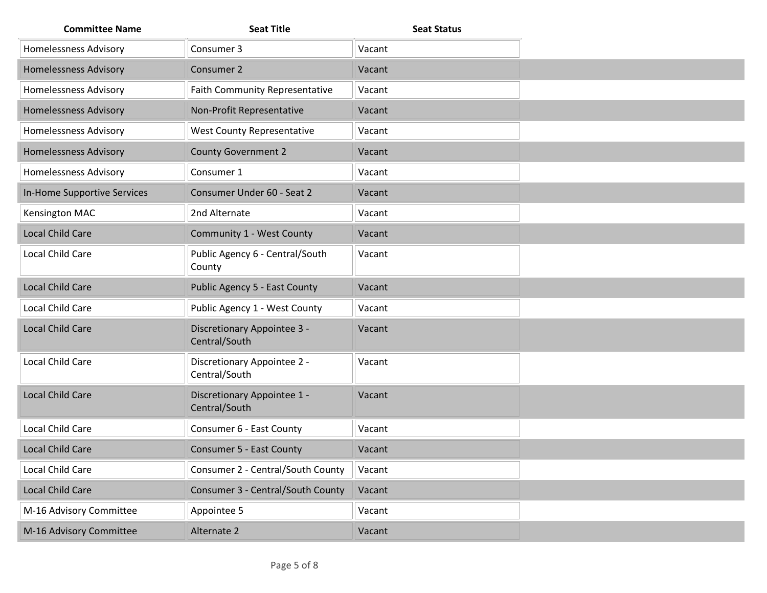| Committee Name | Seat Title | Seat Status |
|---|---|---|
| Homelessness Advisory | Consumer 3 | Vacant |
| Homelessness Advisory | Consumer 2 | Vacant |
| Homelessness Advisory | Faith Community Representative | Vacant |
| Homelessness Advisory | Non-Profit Representative | Vacant |
| Homelessness Advisory | West County Representative | Vacant |
| Homelessness Advisory | County Government 2 | Vacant |
| Homelessness Advisory | Consumer 1 | Vacant |
| In-Home Supportive Services | Consumer Under 60 - Seat 2 | Vacant |
| Kensington MAC | 2nd Alternate | Vacant |
| Local Child Care | Community 1 - West County | Vacant |
| Local Child Care | Public Agency 6 - Central/South County | Vacant |
| Local Child Care | Public Agency 5 - East County | Vacant |
| Local Child Care | Public Agency 1 - West County | Vacant |
| Local Child Care | Discretionary Appointee 3 - Central/South | Vacant |
| Local Child Care | Discretionary Appointee 2 - Central/South | Vacant |
| Local Child Care | Discretionary Appointee 1 - Central/South | Vacant |
| Local Child Care | Consumer 6 - East County | Vacant |
| Local Child Care | Consumer 5 - East County | Vacant |
| Local Child Care | Consumer 2 - Central/South County | Vacant |
| Local Child Care | Consumer 3 - Central/South County | Vacant |
| M-16 Advisory Committee | Appointee 5 | Vacant |
| M-16 Advisory Committee | Alternate 2 | Vacant |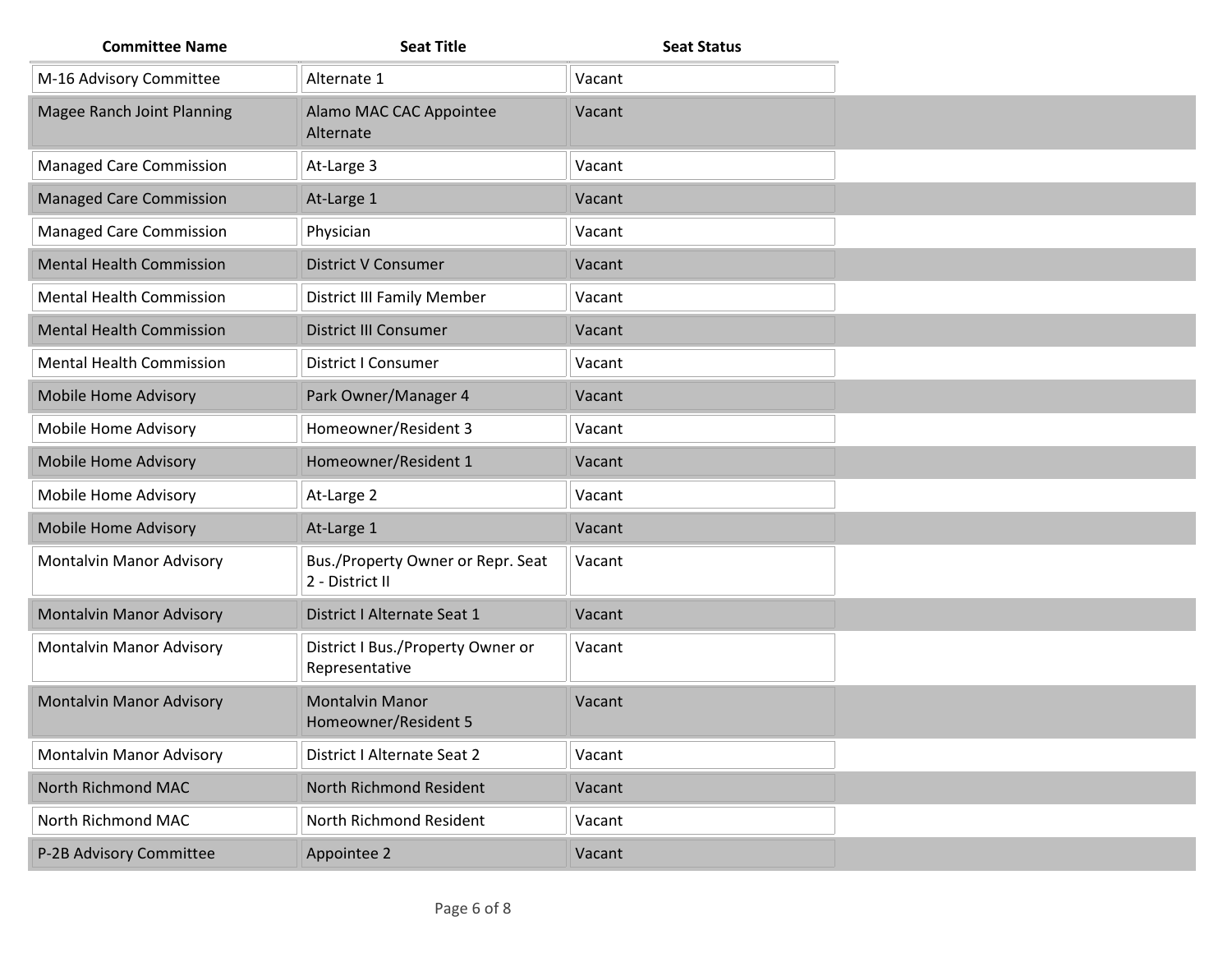| Committee Name | Seat Title | Seat Status |
|---|---|---|
| M-16 Advisory Committee | Alternate 1 | Vacant |
| Magee Ranch Joint Planning | Alamo MAC CAC Appointee Alternate | Vacant |
| Managed Care Commission | At-Large 3 | Vacant |
| Managed Care Commission | At-Large 1 | Vacant |
| Managed Care Commission | Physician | Vacant |
| Mental Health Commission | District V Consumer | Vacant |
| Mental Health Commission | District III Family Member | Vacant |
| Mental Health Commission | District III Consumer | Vacant |
| Mental Health Commission | District I Consumer | Vacant |
| Mobile Home Advisory | Park Owner/Manager 4 | Vacant |
| Mobile Home Advisory | Homeowner/Resident 3 | Vacant |
| Mobile Home Advisory | Homeowner/Resident 1 | Vacant |
| Mobile Home Advisory | At-Large 2 | Vacant |
| Mobile Home Advisory | At-Large 1 | Vacant |
| Montalvin Manor Advisory | Bus./Property Owner or Repr. Seat 2 - District II | Vacant |
| Montalvin Manor Advisory | District I Alternate Seat 1 | Vacant |
| Montalvin Manor Advisory | District I Bus./Property Owner or Representative | Vacant |
| Montalvin Manor Advisory | Montalvin Manor Homeowner/Resident 5 | Vacant |
| Montalvin Manor Advisory | District I Alternate Seat 2 | Vacant |
| North Richmond MAC | North Richmond Resident | Vacant |
| North Richmond MAC | North Richmond Resident | Vacant |
| P-2B Advisory Committee | Appointee 2 | Vacant |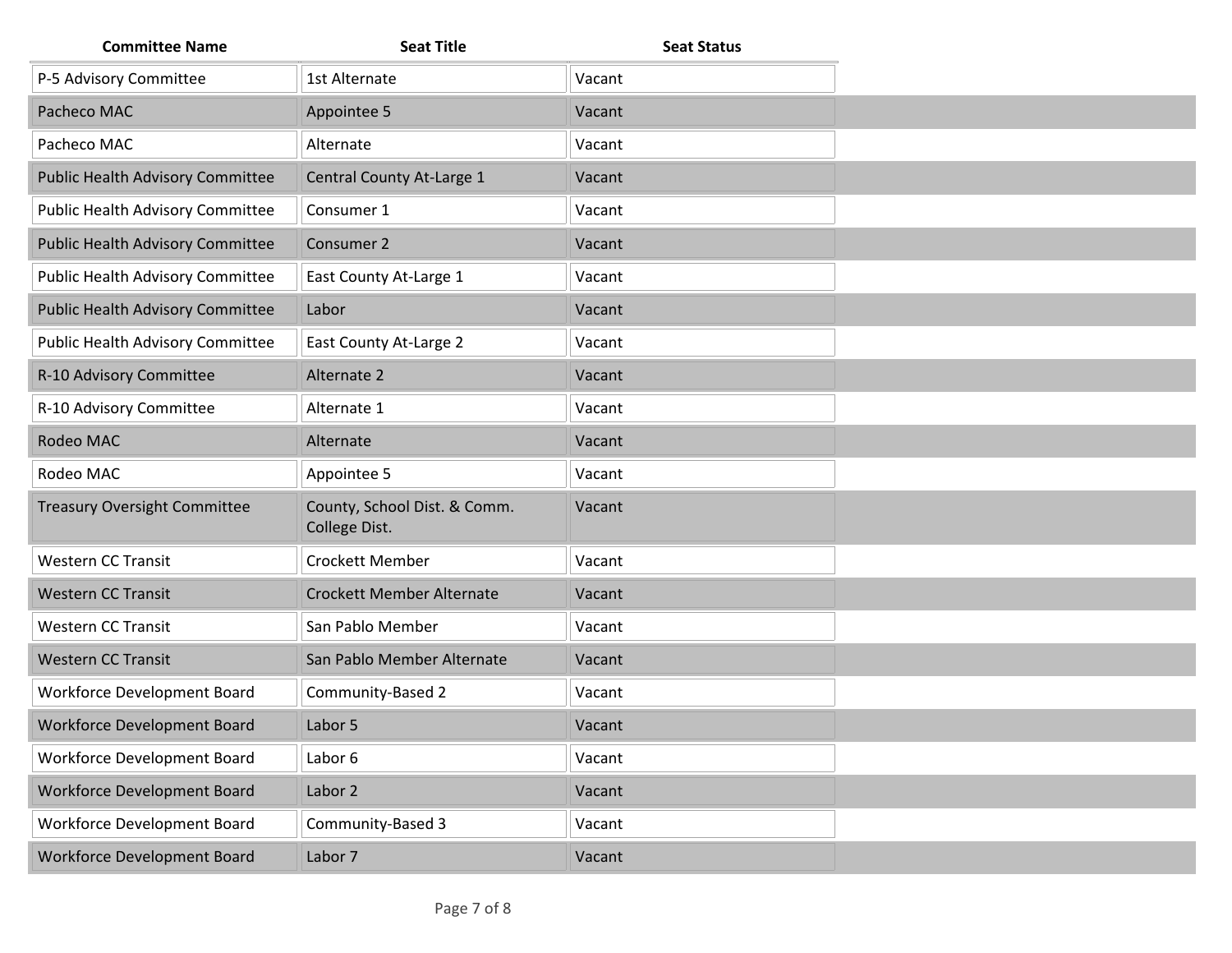| Committee Name | Seat Title | Seat Status |
|---|---|---|
| P-5 Advisory Committee | 1st Alternate | Vacant |
| Pacheco MAC | Appointee 5 | Vacant |
| Pacheco MAC | Alternate | Vacant |
| Public Health Advisory Committee | Central County At-Large 1 | Vacant |
| Public Health Advisory Committee | Consumer 1 | Vacant |
| Public Health Advisory Committee | Consumer 2 | Vacant |
| Public Health Advisory Committee | East County At-Large 1 | Vacant |
| Public Health Advisory Committee | Labor | Vacant |
| Public Health Advisory Committee | East County At-Large 2 | Vacant |
| R-10 Advisory Committee | Alternate 2 | Vacant |
| R-10 Advisory Committee | Alternate 1 | Vacant |
| Rodeo MAC | Alternate | Vacant |
| Rodeo MAC | Appointee 5 | Vacant |
| Treasury Oversight Committee | County, School Dist. & Comm. College Dist. | Vacant |
| Western CC Transit | Crockett Member | Vacant |
| Western CC Transit | Crockett Member Alternate | Vacant |
| Western CC Transit | San Pablo Member | Vacant |
| Western CC Transit | San Pablo Member Alternate | Vacant |
| Workforce Development Board | Community-Based 2 | Vacant |
| Workforce Development Board | Labor 5 | Vacant |
| Workforce Development Board | Labor 6 | Vacant |
| Workforce Development Board | Labor 2 | Vacant |
| Workforce Development Board | Community-Based 3 | Vacant |
| Workforce Development Board | Labor 7 | Vacant |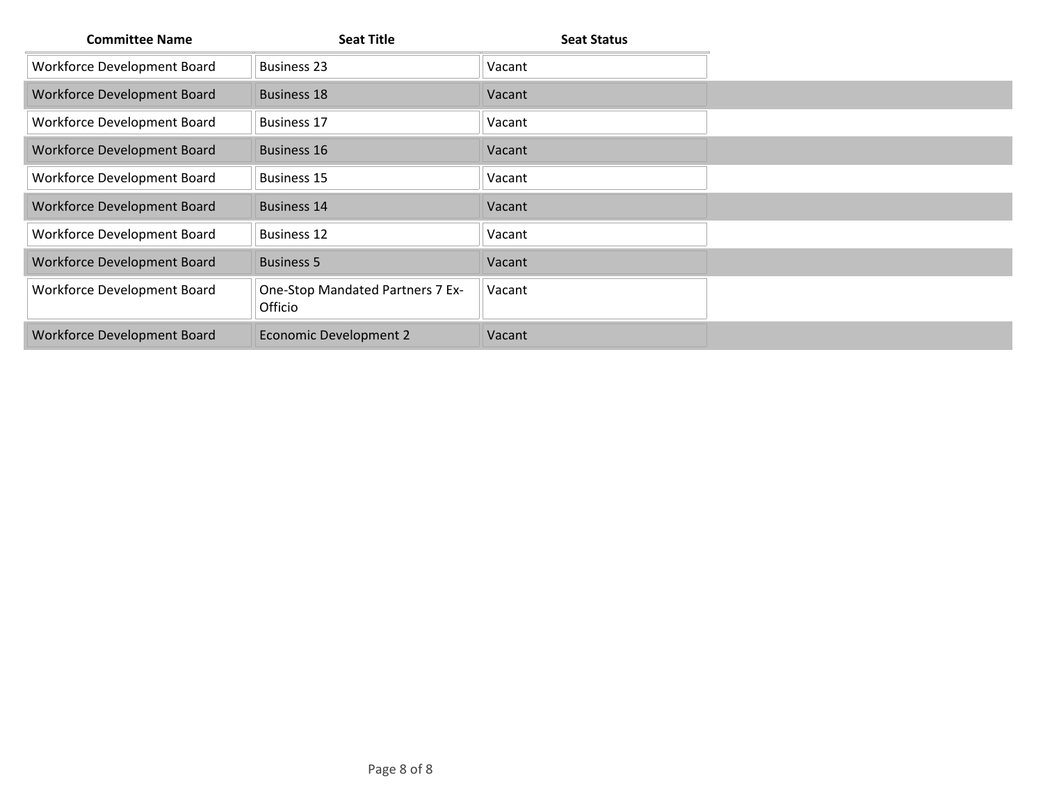| Committee Name | Seat Title | Seat Status |
|---|---|---|
| Workforce Development Board | Business 23 | Vacant |
| Workforce Development Board | Business 18 | Vacant |
| Workforce Development Board | Business 17 | Vacant |
| Workforce Development Board | Business 16 | Vacant |
| Workforce Development Board | Business 15 | Vacant |
| Workforce Development Board | Business 14 | Vacant |
| Workforce Development Board | Business 12 | Vacant |
| Workforce Development Board | Business 5 | Vacant |
| Workforce Development Board | One-Stop Mandated Partners 7 Ex-Officio | Vacant |
| Workforce Development Board | Economic Development 2 | Vacant |